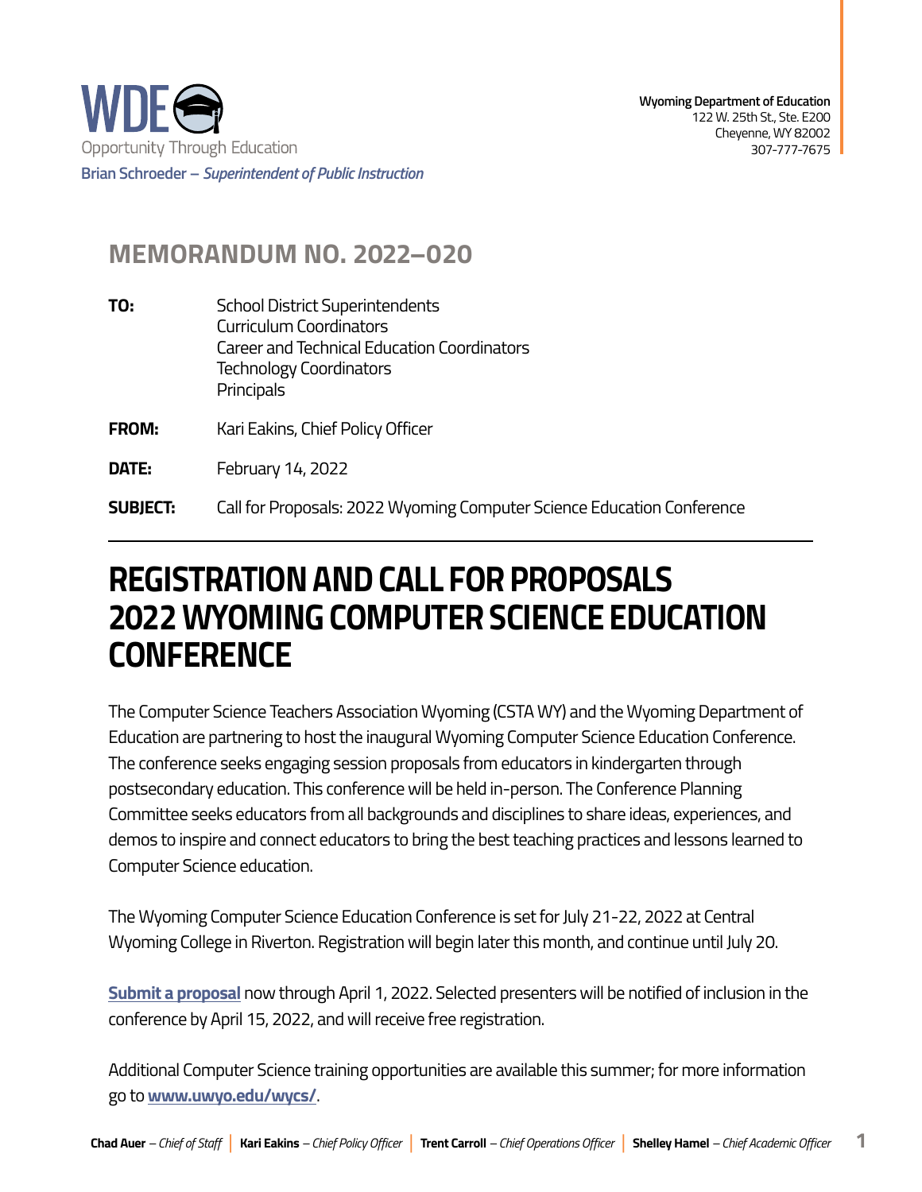**WDE**
Opportunity Through Education
**Brian Schroeder – *Superintendent of Public Instruction***

**Wyoming Department of Education**
122 W. 25th St., Ste. E200
Cheyenne, WY 82002
307-777-7675

## MEMORANDUM NO. 2022–020

**TO:** School District Superintendents
Curriculum Coordinators
Career and Technical Education Coordinators
Technology Coordinators
Principals

**FROM:** Kari Eakins, Chief Policy Officer

**DATE:** February 14, 2022

**SUBJECT:** Call for Proposals: 2022 Wyoming Computer Science Education Conference

---

# REGISTRATION AND CALL FOR PROPOSALS 2022 WYOMING COMPUTER SCIENCE EDUCATION CONFERENCE

The Computer Science Teachers Association Wyoming (CSTA WY) and the Wyoming Department of Education are partnering to host the inaugural Wyoming Computer Science Education Conference. The conference seeks engaging session proposals from educators in kindergarten through postsecondary education. This conference will be held in-person. The Conference Planning Committee seeks educators from all backgrounds and disciplines to share ideas, experiences, and demos to inspire and connect educators to bring the best teaching practices and lessons learned to Computer Science education.

The Wyoming Computer Science Education Conference is set for July 21-22, 2022 at Central Wyoming College in Riverton. Registration will begin later this month, and continue until July 20.

**Submit a proposal** now through April 1, 2022. Selected presenters will be notified of inclusion in the conference by April 15, 2022, and will receive free registration.

Additional Computer Science training opportunities are available this summer; for more information go to **www.uwyo.edu/wycs/**.

**Chad Auer** – *Chief of Staff* | **Kari Eakins** – *Chief Policy Officer* | **Trent Carroll** – *Chief Operations Officer* | **Shelley Hamel** – *Chief Academic Officer*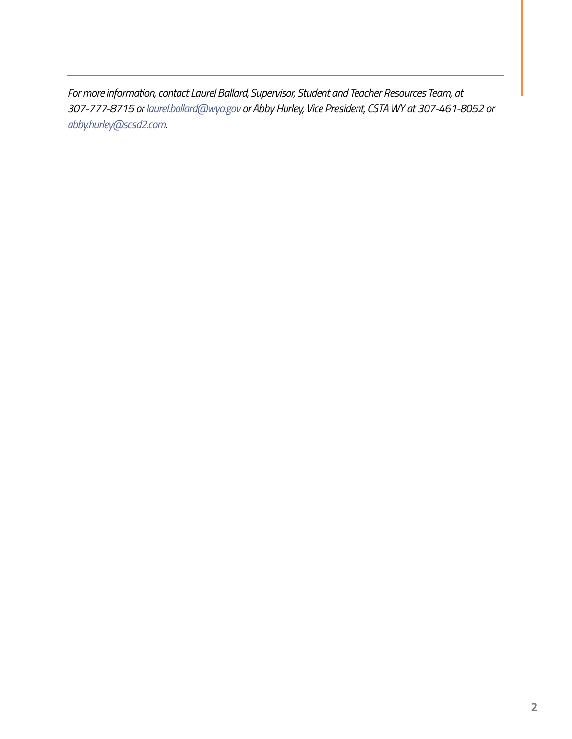---

*For more information, contact Laurel Ballard, Supervisor, Student and Teacher Resources Team, at 307-777-8715 or laurel.ballard@wyo.gov or Abby Hurley, Vice President, CSTA WY at 307-461-8052 or abby.hurley@scsd2.com.*